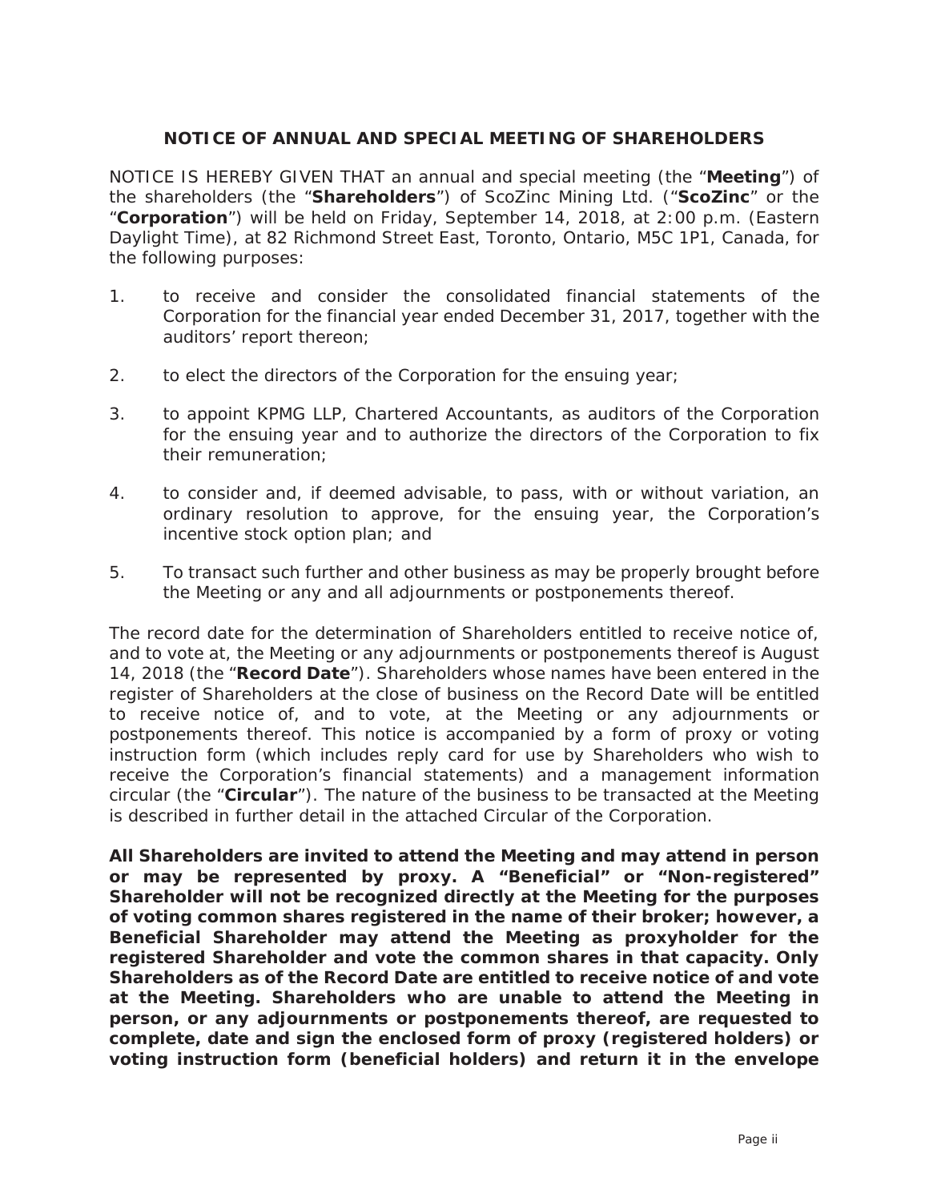## NOTICE OF ANNUAL AND SPECIAL MEETING OF SHAREHOLDERS

NOTICE IS HEREBY GIVEN THAT an annual and special meeting (the "**Meeting**") of the shareholders (the "**Shareholders**") of ScoZinc Mining Ltd. ("**ScoZinc**" or the "**Corporation**") will be held on Friday, September 14, 2018, at 2:00 p.m. (Eastern Daylight Time), at 82 Richmond Street East, Toronto, Ontario, M5C 1P1, Canada, for the following purposes:

1. to receive and consider the consolidated financial statements of the Corporation for the financial year ended December 31, 2017, together with the auditors' report thereon;
2. to elect the directors of the Corporation for the ensuing year;
3. to appoint KPMG LLP, Chartered Accountants, as auditors of the Corporation for the ensuing year and to authorize the directors of the Corporation to fix their remuneration;
4. to consider and, if deemed advisable, to pass, with or without variation, an ordinary resolution to approve, for the ensuing year, the Corporation's incentive stock option plan; and
5. To transact such further and other business as may be properly brought before the Meeting or any and all adjournments or postponements thereof.

The record date for the determination of Shareholders entitled to receive notice of, and to vote at, the Meeting or any adjournments or postponements thereof is August 14, 2018 (the "**Record Date**"). Shareholders whose names have been entered in the register of Shareholders at the close of business on the Record Date will be entitled to receive notice of, and to vote, at the Meeting or any adjournments or postponements thereof. This notice is accompanied by a form of proxy or voting instruction form (which includes reply card for use by Shareholders who wish to receive the Corporation's financial statements) and a management information circular (the "**Circular**"). The nature of the business to be transacted at the Meeting is described in further detail in the attached Circular of the Corporation.

**All Shareholders are invited to attend the Meeting and may attend in person or may be represented by proxy. A "Beneficial" or "Non-registered" Shareholder will not be recognized directly at the Meeting for the purposes of voting common shares registered in the name of their broker; however, a Beneficial Shareholder may attend the Meeting as proxyholder for the registered Shareholder and vote the common shares in that capacity. Only Shareholders as of the Record Date are entitled to receive notice of and vote at the Meeting. Shareholders who are unable to attend the Meeting in person, or any adjournments or postponements thereof, are requested to complete, date and sign the enclosed form of proxy (registered holders) or voting instruction form (beneficial holders) and return it in the envelope**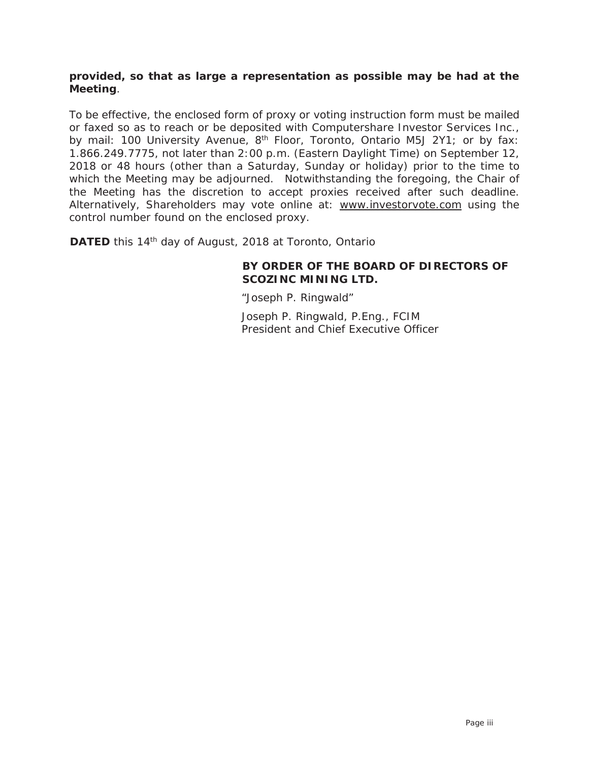**provided, so that as large a representation as possible may be had at the Meeting**.

To be effective, the enclosed form of proxy or voting instruction form must be mailed or faxed so as to reach or be deposited with Computershare Investor Services Inc., by mail: 100 University Avenue, 8th Floor, Toronto, Ontario M5J 2Y1; or by fax: 1.866.249.7775, not later than 2:00 p.m. (Eastern Daylight Time) on September 12, 2018 or 48 hours (other than a Saturday, Sunday or holiday) prior to the time to which the Meeting may be adjourned. Notwithstanding the foregoing, the Chair of the Meeting has the discretion to accept proxies received after such deadline. Alternatively, Shareholders may vote online at: www.investorvote.com using the control number found on the enclosed proxy.

**DATED** this 14th day of August, 2018 at Toronto, Ontario

**BY ORDER OF THE BOARD OF DIRECTORS OF SCOZINC MINING LTD.**

"Joseph P. Ringwald"

Joseph P. Ringwald, P.Eng., FCIM
President and Chief Executive Officer